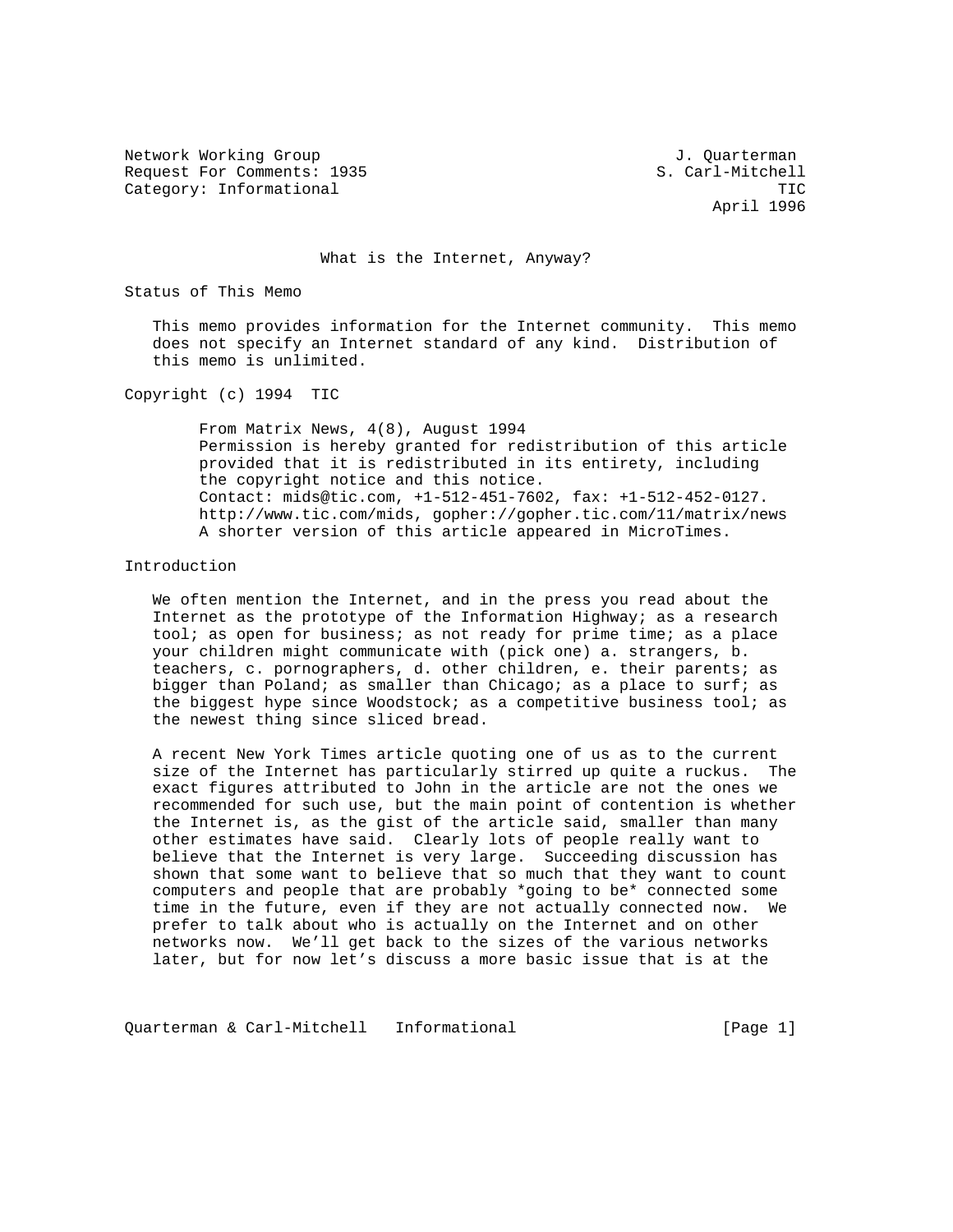Network Working Group J. Quarterman
Request For Comments: 1935 S. Carl-Mitchell
Category: Informational TIC
April 1996

# What is the Internet, Anyway?

## Status of This Memo

This memo provides information for the Internet community. This memo does not specify an Internet standard of any kind. Distribution of this memo is unlimited.

Copyright (c) 1994 TIC

From Matrix News, 4(8), August 1994
Permission is hereby granted for redistribution of this article provided that it is redistributed in its entirety, including the copyright notice and this notice.
Contact: mids@tic.com, +1-512-451-7602, fax: +1-512-452-0127.
http://www.tic.com/mids, gopher://gopher.tic.com/11/matrix/news
A shorter version of this article appeared in MicroTimes.

## Introduction

We often mention the Internet, and in the press you read about the Internet as the prototype of the Information Highway; as a research tool; as open for business; as not ready for prime time; as a place your children might communicate with (pick one) a. strangers, b. teachers, c. pornographers, d. other children, e. their parents; as bigger than Poland; as smaller than Chicago; as a place to surf; as the biggest hype since Woodstock; as a competitive business tool; as the newest thing since sliced bread.

A recent New York Times article quoting one of us as to the current size of the Internet has particularly stirred up quite a ruckus. The exact figures attributed to John in the article are not the ones we recommended for such use, but the main point of contention is whether the Internet is, as the gist of the article said, smaller than many other estimates have said. Clearly lots of people really want to believe that the Internet is very large. Succeeding discussion has shown that some want to believe that so much that they want to count computers and people that are probably *going to be* connected some time in the future, even if they are not actually connected now. We prefer to talk about who is actually on the Internet and on other networks now. We'll get back to the sizes of the various networks later, but for now let's discuss a more basic issue that is at the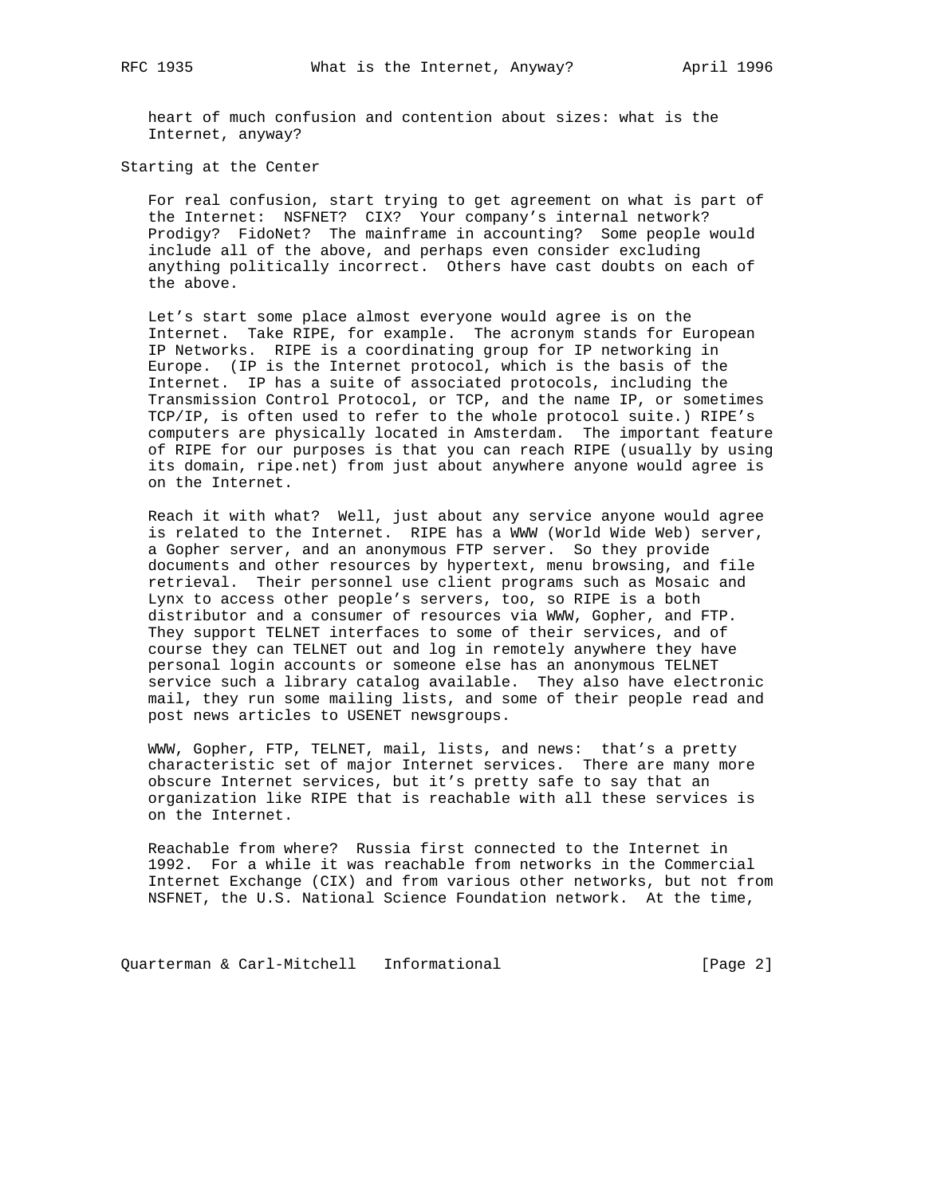heart of much confusion and contention about sizes: what is the Internet, anyway?

## Starting at the Center

For real confusion, start trying to get agreement on what is part of the Internet: NSFNET? CIX? Your company's internal network? Prodigy? FidoNet? The mainframe in accounting? Some people would include all of the above, and perhaps even consider excluding anything politically incorrect. Others have cast doubts on each of the above.

Let's start some place almost everyone would agree is on the Internet. Take RIPE, for example. The acronym stands for European IP Networks. RIPE is a coordinating group for IP networking in Europe. (IP is the Internet protocol, which is the basis of the Internet. IP has a suite of associated protocols, including the Transmission Control Protocol, or TCP, and the name IP, or sometimes TCP/IP, is often used to refer to the whole protocol suite.) RIPE's computers are physically located in Amsterdam. The important feature of RIPE for our purposes is that you can reach RIPE (usually by using its domain, ripe.net) from just about anywhere anyone would agree is on the Internet.

Reach it with what? Well, just about any service anyone would agree is related to the Internet. RIPE has a WWW (World Wide Web) server, a Gopher server, and an anonymous FTP server. So they provide documents and other resources by hypertext, menu browsing, and file retrieval. Their personnel use client programs such as Mosaic and Lynx to access other people's servers, too, so RIPE is a both distributor and a consumer of resources via WWW, Gopher, and FTP. They support TELNET interfaces to some of their services, and of course they can TELNET out and log in remotely anywhere they have personal login accounts or someone else has an anonymous TELNET service such a library catalog available. They also have electronic mail, they run some mailing lists, and some of their people read and post news articles to USENET newsgroups.

WWW, Gopher, FTP, TELNET, mail, lists, and news: that's a pretty characteristic set of major Internet services. There are many more obscure Internet services, but it's pretty safe to say that an organization like RIPE that is reachable with all these services is on the Internet.

Reachable from where? Russia first connected to the Internet in 1992. For a while it was reachable from networks in the Commercial Internet Exchange (CIX) and from various other networks, but not from NSFNET, the U.S. National Science Foundation network. At the time,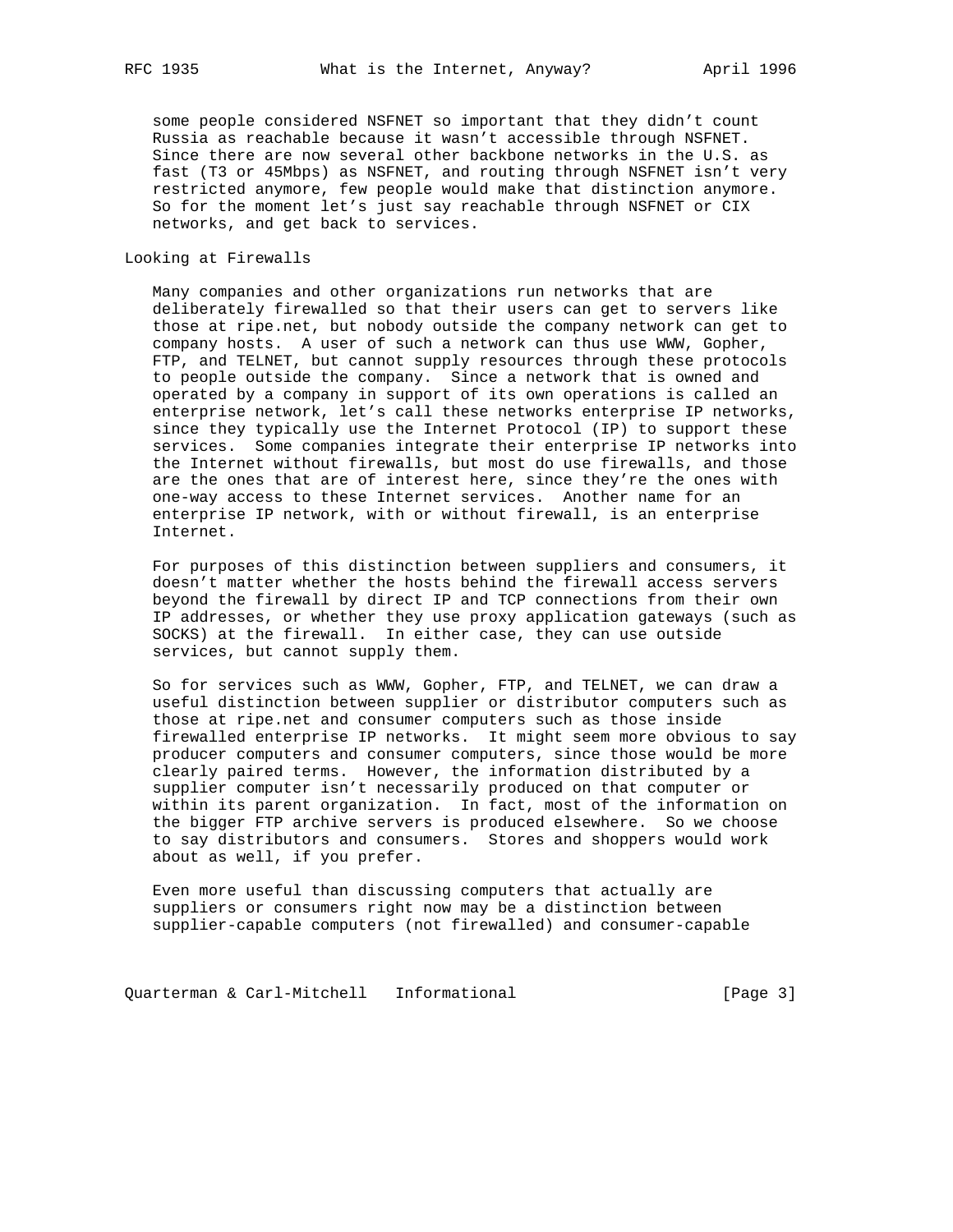some people considered NSFNET so important that they didn't count Russia as reachable because it wasn't accessible through NSFNET. Since there are now several other backbone networks in the U.S. as fast (T3 or 45Mbps) as NSFNET, and routing through NSFNET isn't very restricted anymore, few people would make that distinction anymore. So for the moment let's just say reachable through NSFNET or CIX networks, and get back to services.

## Looking at Firewalls

Many companies and other organizations run networks that are deliberately firewalled so that their users can get to servers like those at ripe.net, but nobody outside the company network can get to company hosts. A user of such a network can thus use WWW, Gopher, FTP, and TELNET, but cannot supply resources through these protocols to people outside the company. Since a network that is owned and operated by a company in support of its own operations is called an enterprise network, let's call these networks enterprise IP networks, since they typically use the Internet Protocol (IP) to support these services. Some companies integrate their enterprise IP networks into the Internet without firewalls, but most do use firewalls, and those are the ones that are of interest here, since they're the ones with one-way access to these Internet services. Another name for an enterprise IP network, with or without firewall, is an enterprise Internet.

For purposes of this distinction between suppliers and consumers, it doesn't matter whether the hosts behind the firewall access servers beyond the firewall by direct IP and TCP connections from their own IP addresses, or whether they use proxy application gateways (such as SOCKS) at the firewall. In either case, they can use outside services, but cannot supply them.

So for services such as WWW, Gopher, FTP, and TELNET, we can draw a useful distinction between supplier or distributor computers such as those at ripe.net and consumer computers such as those inside firewalled enterprise IP networks. It might seem more obvious to say producer computers and consumer computers, since those would be more clearly paired terms. However, the information distributed by a supplier computer isn't necessarily produced on that computer or within its parent organization. In fact, most of the information on the bigger FTP archive servers is produced elsewhere. So we choose to say distributors and consumers. Stores and shoppers would work about as well, if you prefer.

Even more useful than discussing computers that actually are suppliers or consumers right now may be a distinction between supplier-capable computers (not firewalled) and consumer-capable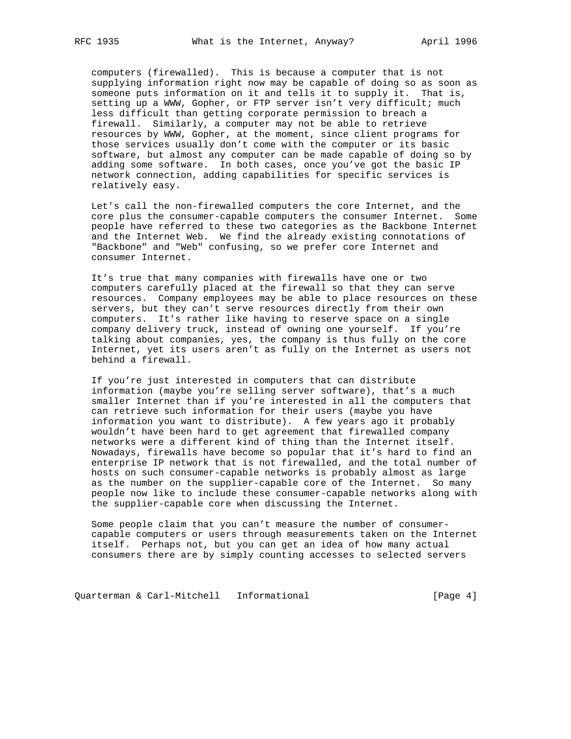computers (firewalled). This is because a computer that is not supplying information right now may be capable of doing so as soon as someone puts information on it and tells it to supply it. That is, setting up a WWW, Gopher, or FTP server isn't very difficult; much less difficult than getting corporate permission to breach a firewall. Similarly, a computer may not be able to retrieve resources by WWW, Gopher, at the moment, since client programs for those services usually don't come with the computer or its basic software, but almost any computer can be made capable of doing so by adding some software. In both cases, once you've got the basic IP network connection, adding capabilities for specific services is relatively easy.

Let's call the non-firewalled computers the core Internet, and the core plus the consumer-capable computers the consumer Internet. Some people have referred to these two categories as the Backbone Internet and the Internet Web. We find the already existing connotations of "Backbone" and "Web" confusing, so we prefer core Internet and consumer Internet.

It's true that many companies with firewalls have one or two computers carefully placed at the firewall so that they can serve resources. Company employees may be able to place resources on these servers, but they can't serve resources directly from their own computers. It's rather like having to reserve space on a single company delivery truck, instead of owning one yourself. If you're talking about companies, yes, the company is thus fully on the core Internet, yet its users aren't as fully on the Internet as users not behind a firewall.

If you're just interested in computers that can distribute information (maybe you're selling server software), that's a much smaller Internet than if you're interested in all the computers that can retrieve such information for their users (maybe you have information you want to distribute). A few years ago it probably wouldn't have been hard to get agreement that firewalled company networks were a different kind of thing than the Internet itself. Nowadays, firewalls have become so popular that it's hard to find an enterprise IP network that is not firewalled, and the total number of hosts on such consumer-capable networks is probably almost as large as the number on the supplier-capable core of the Internet. So many people now like to include these consumer-capable networks along with the supplier-capable core when discussing the Internet.

Some people claim that you can't measure the number of consumer-capable computers or users through measurements taken on the Internet itself. Perhaps not, but you can get an idea of how many actual consumers there are by simply counting accesses to selected servers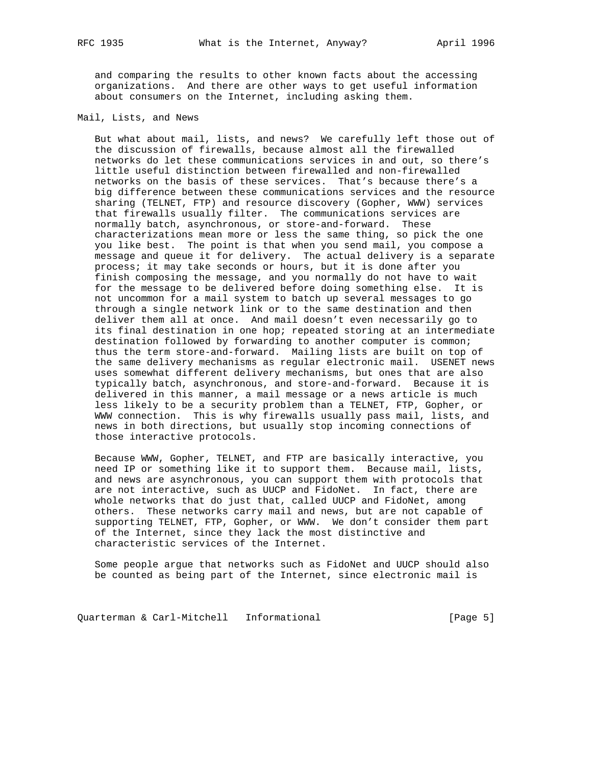and comparing the results to other known facts about the accessing organizations. And there are other ways to get useful information about consumers on the Internet, including asking them.

## Mail, Lists, and News

But what about mail, lists, and news? We carefully left those out of the discussion of firewalls, because almost all the firewalled networks do let these communications services in and out, so there's little useful distinction between firewalled and non-firewalled networks on the basis of these services. That's because there's a big difference between these communications services and the resource sharing (TELNET, FTP) and resource discovery (Gopher, WWW) services that firewalls usually filter. The communications services are normally batch, asynchronous, or store-and-forward. These characterizations mean more or less the same thing, so pick the one you like best. The point is that when you send mail, you compose a message and queue it for delivery. The actual delivery is a separate process; it may take seconds or hours, but it is done after you finish composing the message, and you normally do not have to wait for the message to be delivered before doing something else. It is not uncommon for a mail system to batch up several messages to go through a single network link or to the same destination and then deliver them all at once. And mail doesn't even necessarily go to its final destination in one hop; repeated storing at an intermediate destination followed by forwarding to another computer is common; thus the term store-and-forward. Mailing lists are built on top of the same delivery mechanisms as regular electronic mail. USENET news uses somewhat different delivery mechanisms, but ones that are also typically batch, asynchronous, and store-and-forward. Because it is delivered in this manner, a mail message or a news article is much less likely to be a security problem than a TELNET, FTP, Gopher, or WWW connection. This is why firewalls usually pass mail, lists, and news in both directions, but usually stop incoming connections of those interactive protocols.

Because WWW, Gopher, TELNET, and FTP are basically interactive, you need IP or something like it to support them. Because mail, lists, and news are asynchronous, you can support them with protocols that are not interactive, such as UUCP and FidoNet. In fact, there are whole networks that do just that, called UUCP and FidoNet, among others. These networks carry mail and news, but are not capable of supporting TELNET, FTP, Gopher, or WWW. We don't consider them part of the Internet, since they lack the most distinctive and characteristic services of the Internet.

Some people argue that networks such as FidoNet and UUCP should also be counted as being part of the Internet, since electronic mail is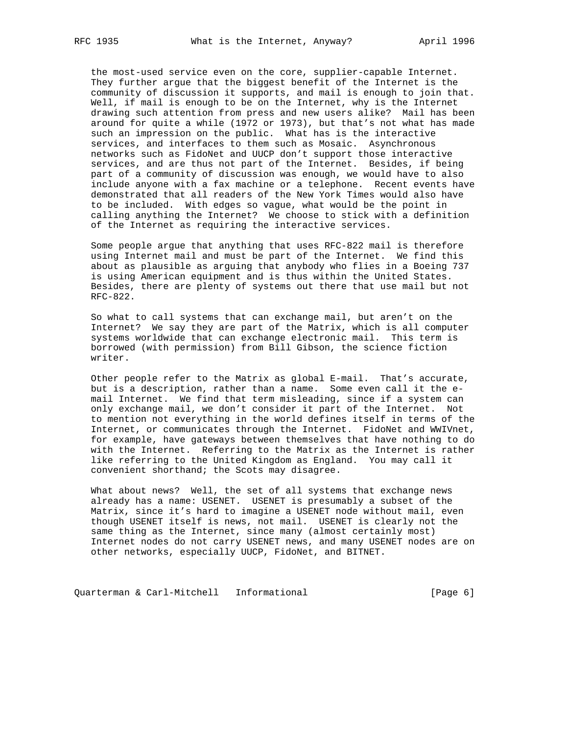the most-used service even on the core, supplier-capable Internet. They further argue that the biggest benefit of the Internet is the community of discussion it supports, and mail is enough to join that. Well, if mail is enough to be on the Internet, why is the Internet drawing such attention from press and new users alike? Mail has been around for quite a while (1972 or 1973), but that's not what has made such an impression on the public. What has is the interactive services, and interfaces to them such as Mosaic. Asynchronous networks such as FidoNet and UUCP don't support those interactive services, and are thus not part of the Internet. Besides, if being part of a community of discussion was enough, we would have to also include anyone with a fax machine or a telephone. Recent events have demonstrated that all readers of the New York Times would also have to be included. With edges so vague, what would be the point in calling anything the Internet? We choose to stick with a definition of the Internet as requiring the interactive services.

Some people argue that anything that uses RFC-822 mail is therefore using Internet mail and must be part of the Internet. We find this about as plausible as arguing that anybody who flies in a Boeing 737 is using American equipment and is thus within the United States. Besides, there are plenty of systems out there that use mail but not RFC-822.

So what to call systems that can exchange mail, but aren't on the Internet? We say they are part of the Matrix, which is all computer systems worldwide that can exchange electronic mail. This term is borrowed (with permission) from Bill Gibson, the science fiction writer.

Other people refer to the Matrix as global E-mail. That's accurate, but is a description, rather than a name. Some even call it the e-mail Internet. We find that term misleading, since if a system can only exchange mail, we don't consider it part of the Internet. Not to mention not everything in the world defines itself in terms of the Internet, or communicates through the Internet. FidoNet and WWIVnet, for example, have gateways between themselves that have nothing to do with the Internet. Referring to the Matrix as the Internet is rather like referring to the United Kingdom as England. You may call it convenient shorthand; the Scots may disagree.

What about news? Well, the set of all systems that exchange news already has a name: USENET. USENET is presumably a subset of the Matrix, since it's hard to imagine a USENET node without mail, even though USENET itself is news, not mail. USENET is clearly not the same thing as the Internet, since many (almost certainly most) Internet nodes do not carry USENET news, and many USENET nodes are on other networks, especially UUCP, FidoNet, and BITNET.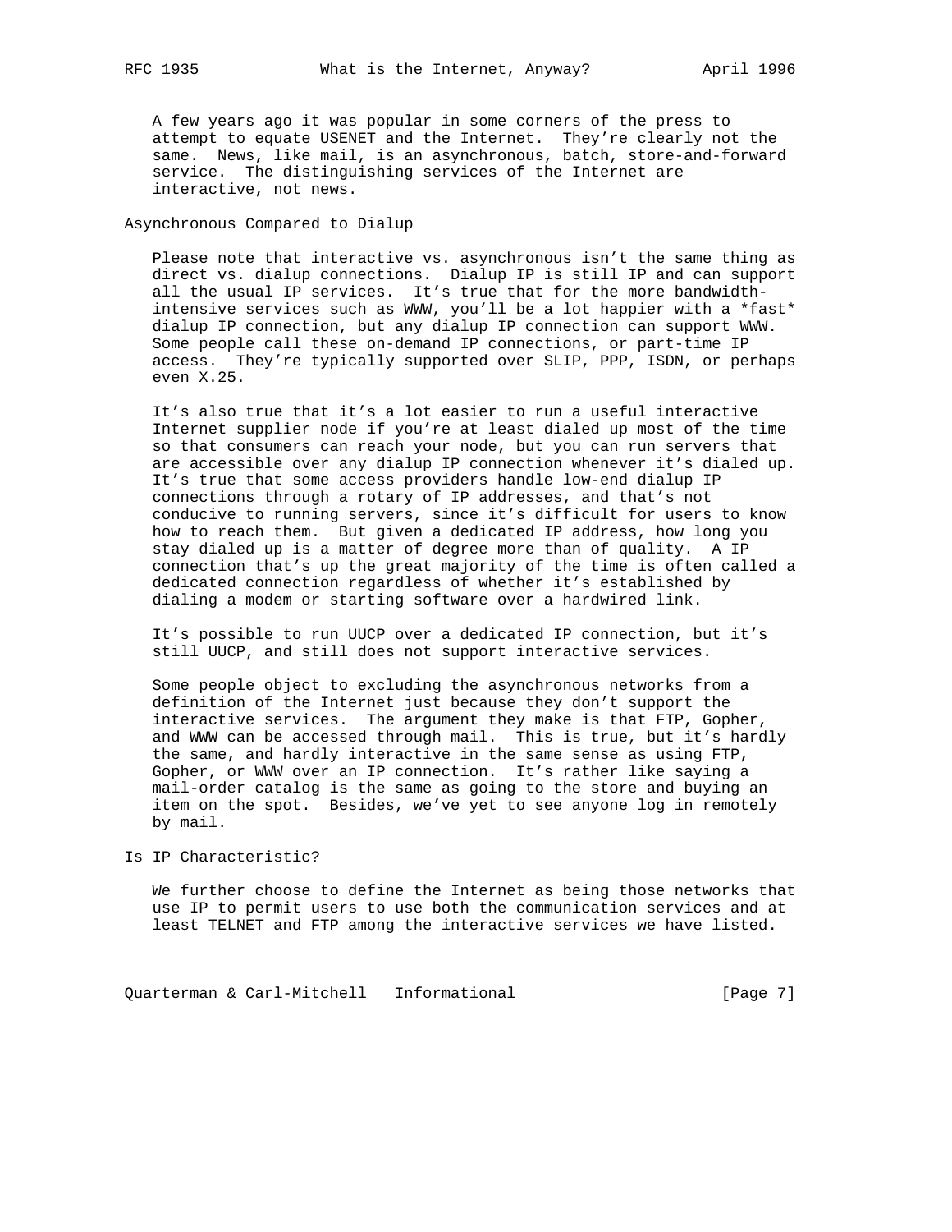A few years ago it was popular in some corners of the press to attempt to equate USENET and the Internet. They're clearly not the same. News, like mail, is an asynchronous, batch, store-and-forward service. The distinguishing services of the Internet are interactive, not news.

## Asynchronous Compared to Dialup

Please note that interactive vs. asynchronous isn't the same thing as direct vs. dialup connections. Dialup IP is still IP and can support all the usual IP services. It's true that for the more bandwidth-intensive services such as WWW, you'll be a lot happier with a *fast* dialup IP connection, but any dialup IP connection can support WWW. Some people call these on-demand IP connections, or part-time IP access. They're typically supported over SLIP, PPP, ISDN, or perhaps even X.25.

It's also true that it's a lot easier to run a useful interactive Internet supplier node if you're at least dialed up most of the time so that consumers can reach your node, but you can run servers that are accessible over any dialup IP connection whenever it's dialed up. It's true that some access providers handle low-end dialup IP connections through a rotary of IP addresses, and that's not conducive to running servers, since it's difficult for users to know how to reach them. But given a dedicated IP address, how long you stay dialed up is a matter of degree more than of quality. A IP connection that's up the great majority of the time is often called a dedicated connection regardless of whether it's established by dialing a modem or starting software over a hardwired link.

It's possible to run UUCP over a dedicated IP connection, but it's still UUCP, and still does not support interactive services.

Some people object to excluding the asynchronous networks from a definition of the Internet just because they don't support the interactive services. The argument they make is that FTP, Gopher, and WWW can be accessed through mail. This is true, but it's hardly the same, and hardly interactive in the same sense as using FTP, Gopher, or WWW over an IP connection. It's rather like saying a mail-order catalog is the same as going to the store and buying an item on the spot. Besides, we've yet to see anyone log in remotely by mail.

## Is IP Characteristic?

We further choose to define the Internet as being those networks that use IP to permit users to use both the communication services and at least TELNET and FTP among the interactive services we have listed.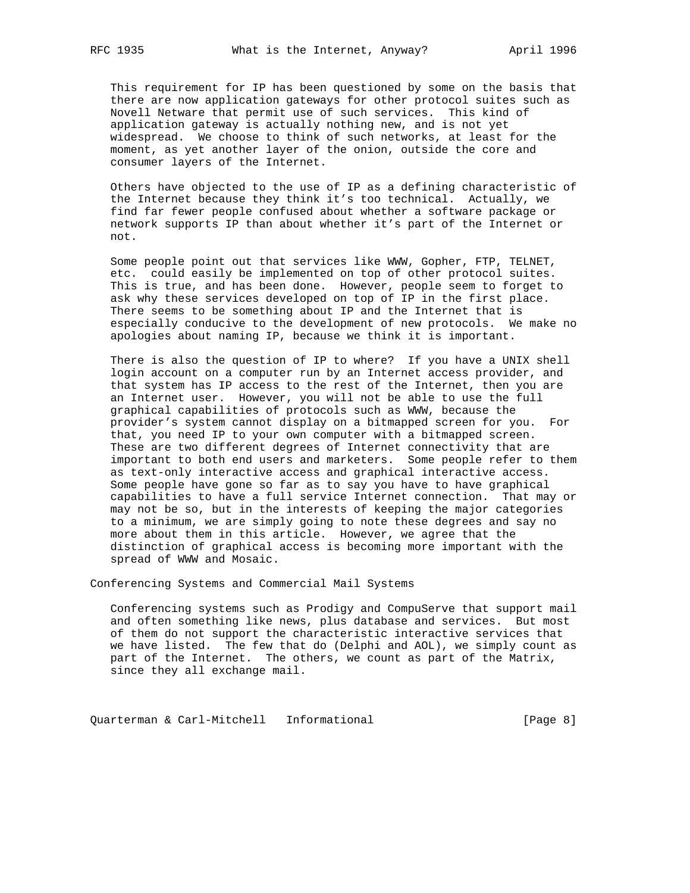This requirement for IP has been questioned by some on the basis that there are now application gateways for other protocol suites such as Novell Netware that permit use of such services. This kind of application gateway is actually nothing new, and is not yet widespread. We choose to think of such networks, at least for the moment, as yet another layer of the onion, outside the core and consumer layers of the Internet.

Others have objected to the use of IP as a defining characteristic of the Internet because they think it's too technical. Actually, we find far fewer people confused about whether a software package or network supports IP than about whether it's part of the Internet or not.

Some people point out that services like WWW, Gopher, FTP, TELNET, etc. could easily be implemented on top of other protocol suites. This is true, and has been done. However, people seem to forget to ask why these services developed on top of IP in the first place. There seems to be something about IP and the Internet that is especially conducive to the development of new protocols. We make no apologies about naming IP, because we think it is important.

There is also the question of IP to where? If you have a UNIX shell login account on a computer run by an Internet access provider, and that system has IP access to the rest of the Internet, then you are an Internet user. However, you will not be able to use the full graphical capabilities of protocols such as WWW, because the provider's system cannot display on a bitmapped screen for you. For that, you need IP to your own computer with a bitmapped screen. These are two different degrees of Internet connectivity that are important to both end users and marketers. Some people refer to them as text-only interactive access and graphical interactive access. Some people have gone so far as to say you have to have graphical capabilities to have a full service Internet connection. That may or may not be so, but in the interests of keeping the major categories to a minimum, we are simply going to note these degrees and say no more about them in this article. However, we agree that the distinction of graphical access is becoming more important with the spread of WWW and Mosaic.

## Conferencing Systems and Commercial Mail Systems

Conferencing systems such as Prodigy and CompuServe that support mail and often something like news, plus database and services. But most of them do not support the characteristic interactive services that we have listed. The few that do (Delphi and AOL), we simply count as part of the Internet. The others, we count as part of the Matrix, since they all exchange mail.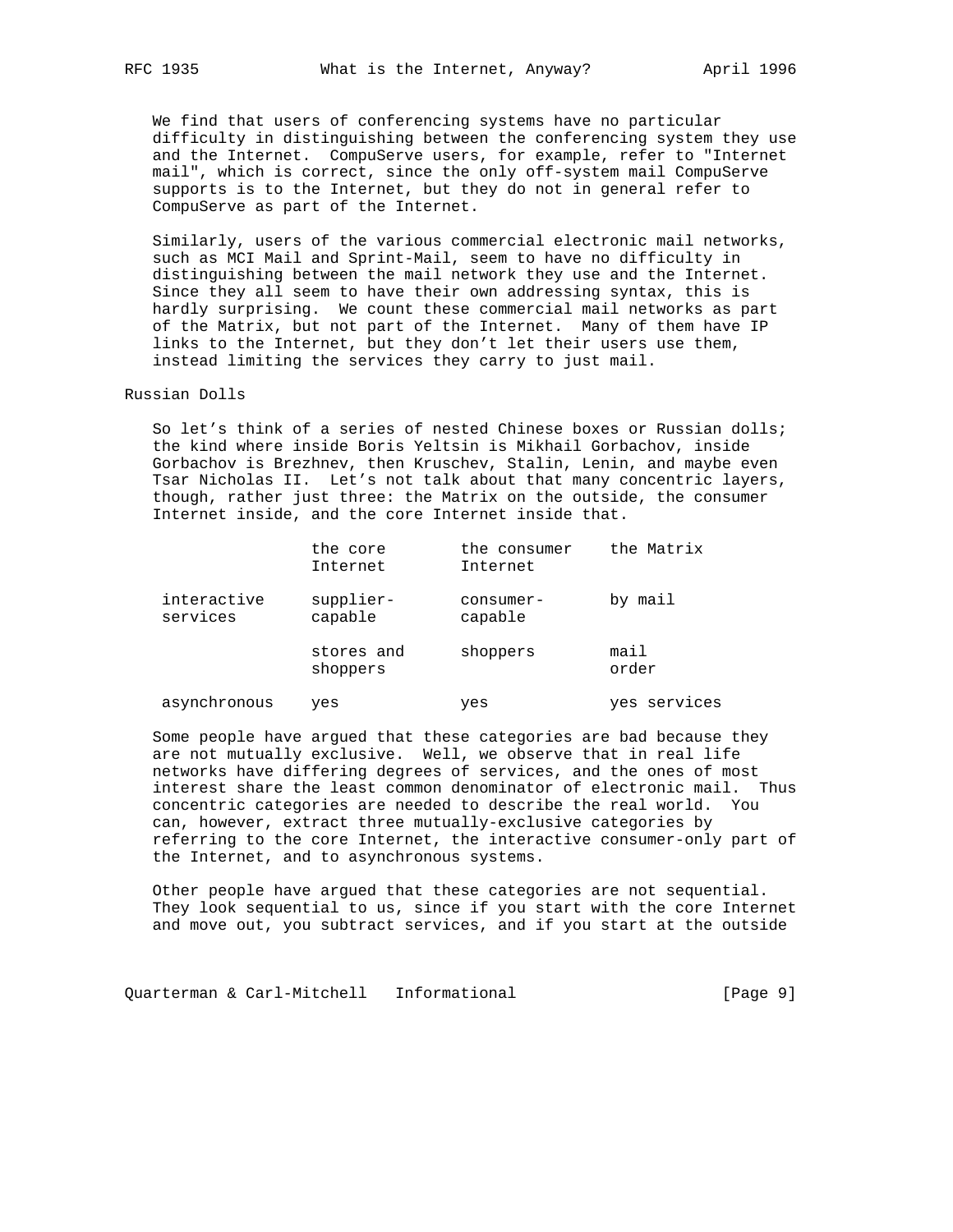We find that users of conferencing systems have no particular difficulty in distinguishing between the conferencing system they use and the Internet. CompuServe users, for example, refer to "Internet mail", which is correct, since the only off-system mail CompuServe supports is to the Internet, but they do not in general refer to CompuServe as part of the Internet.

Similarly, users of the various commercial electronic mail networks, such as MCI Mail and Sprint-Mail, seem to have no difficulty in distinguishing between the mail network they use and the Internet. Since they all seem to have their own addressing syntax, this is hardly surprising. We count these commercial mail networks as part of the Matrix, but not part of the Internet. Many of them have IP links to the Internet, but they don't let their users use them, instead limiting the services they carry to just mail.

## Russian Dolls

So let's think of a series of nested Chinese boxes or Russian dolls; the kind where inside Boris Yeltsin is Mikhail Gorbachov, inside Gorbachov is Brezhnev, then Kruschev, Stalin, Lenin, and maybe even Tsar Nicholas II. Let's not talk about that many concentric layers, though, rather just three: the Matrix on the outside, the consumer Internet inside, and the core Internet inside that.

| | the core Internet | the consumer Internet | the Matrix |
|---|---|---|---|
| interactive services | supplier-capable | consumer-capable | by mail |
| | stores and shoppers | shoppers | mail order |
| asynchronous | yes | yes | yes services |

Some people have argued that these categories are bad because they are not mutually exclusive. Well, we observe that in real life networks have differing degrees of services, and the ones of most interest share the least common denominator of electronic mail. Thus concentric categories are needed to describe the real world. You can, however, extract three mutually-exclusive categories by referring to the core Internet, the interactive consumer-only part of the Internet, and to asynchronous systems.

Other people have argued that these categories are not sequential. They look sequential to us, since if you start with the core Internet and move out, you subtract services, and if you start at the outside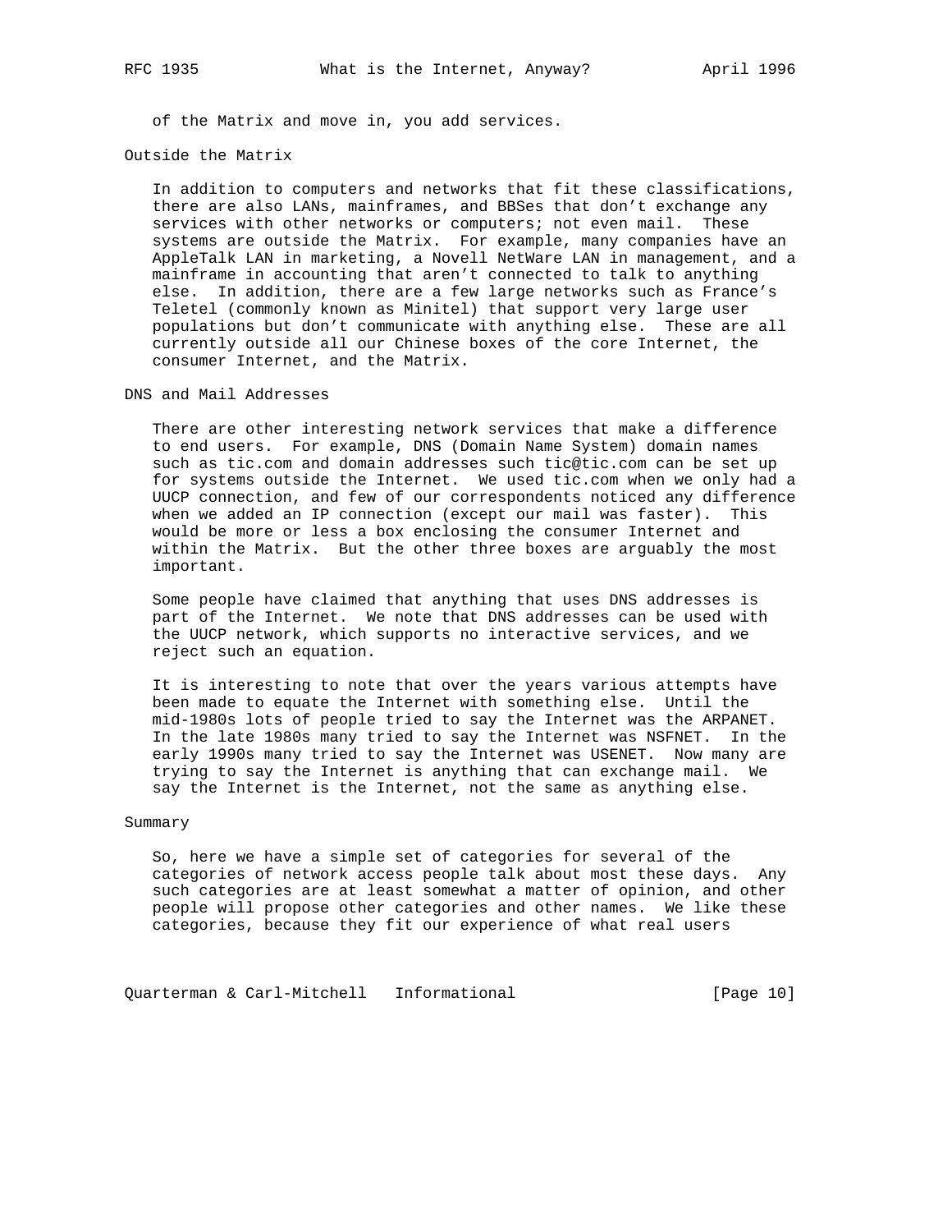of the Matrix and move in, you add services.

## Outside the Matrix

In addition to computers and networks that fit these classifications, there are also LANs, mainframes, and BBSes that don't exchange any services with other networks or computers; not even mail. These systems are outside the Matrix. For example, many companies have an AppleTalk LAN in marketing, a Novell NetWare LAN in management, and a mainframe in accounting that aren't connected to talk to anything else. In addition, there are a few large networks such as France's Teletel (commonly known as Minitel) that support very large user populations but don't communicate with anything else. These are all currently outside all our Chinese boxes of the core Internet, the consumer Internet, and the Matrix.

## DNS and Mail Addresses

There are other interesting network services that make a difference to end users. For example, DNS (Domain Name System) domain names such as tic.com and domain addresses such tic@tic.com can be set up for systems outside the Internet. We used tic.com when we only had a UUCP connection, and few of our correspondents noticed any difference when we added an IP connection (except our mail was faster). This would be more or less a box enclosing the consumer Internet and within the Matrix. But the other three boxes are arguably the most important.

Some people have claimed that anything that uses DNS addresses is part of the Internet. We note that DNS addresses can be used with the UUCP network, which supports no interactive services, and we reject such an equation.

It is interesting to note that over the years various attempts have been made to equate the Internet with something else. Until the mid-1980s lots of people tried to say the Internet was the ARPANET. In the late 1980s many tried to say the Internet was NSFNET. In the early 1990s many tried to say the Internet was USENET. Now many are trying to say the Internet is anything that can exchange mail. We say the Internet is the Internet, not the same as anything else.

## Summary

So, here we have a simple set of categories for several of the categories of network access people talk about most these days. Any such categories are at least somewhat a matter of opinion, and other people will propose other categories and other names. We like these categories, because they fit our experience of what real users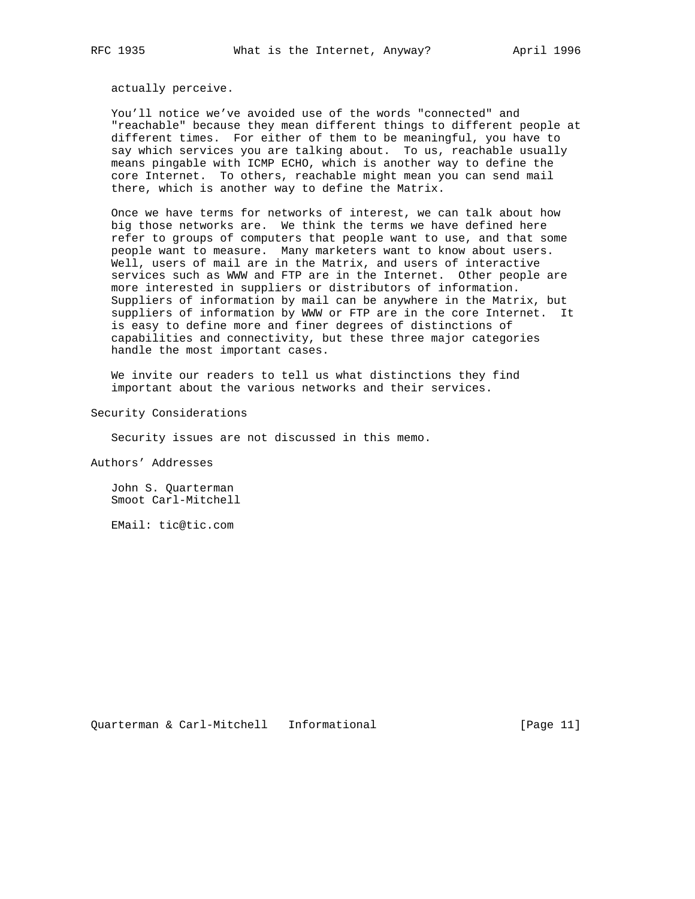actually perceive.

You'll notice we've avoided use of the words "connected" and "reachable" because they mean different things to different people at different times. For either of them to be meaningful, you have to say which services you are talking about. To us, reachable usually means pingable with ICMP ECHO, which is another way to define the core Internet. To others, reachable might mean you can send mail there, which is another way to define the Matrix.

Once we have terms for networks of interest, we can talk about how big those networks are. We think the terms we have defined here refer to groups of computers that people want to use, and that some people want to measure. Many marketers want to know about users. Well, users of mail are in the Matrix, and users of interactive services such as WWW and FTP are in the Internet. Other people are more interested in suppliers or distributors of information. Suppliers of information by mail can be anywhere in the Matrix, but suppliers of information by WWW or FTP are in the core Internet. It is easy to define more and finer degrees of distinctions of capabilities and connectivity, but these three major categories handle the most important cases.

We invite our readers to tell us what distinctions they find important about the various networks and their services.

## Security Considerations

Security issues are not discussed in this memo.

## Authors' Addresses

John S. Quarterman
Smoot Carl-Mitchell

EMail: tic@tic.com